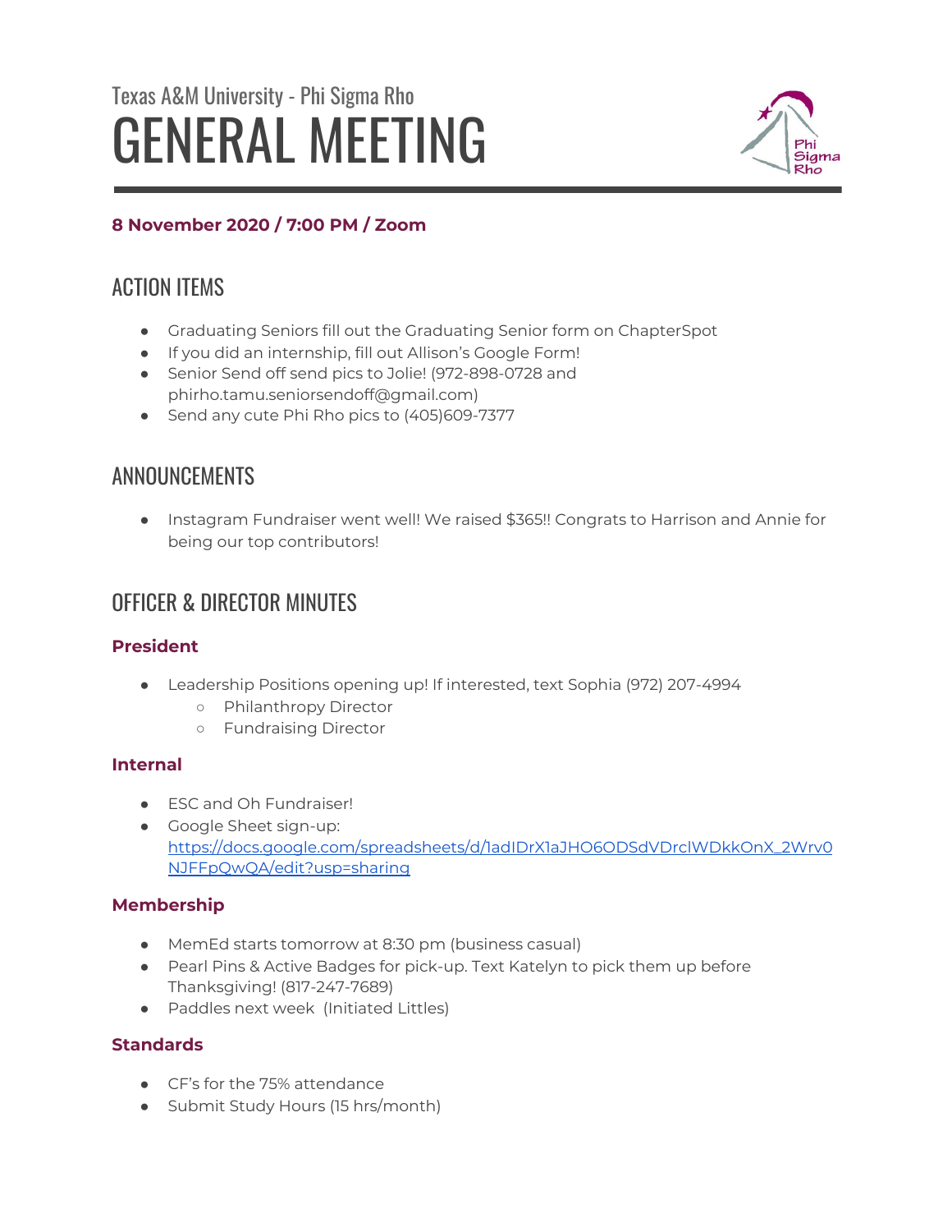Texas A&M University - Phi Sigma Rho

# GENERAL MEETING

**8 November 2020 / 7:00 PM / Zoom**

## ACTION ITEMS

- Graduating Seniors fill out the Graduating Senior form on ChapterSpot
- If you did an internship, fill out Allison's Google Form!
- Senior Send off send pics to Jolie! (972-898-0728 and phirho.tamu.seniorsendoff@gmail.com)
- Send any cute Phi Rho pics to (405)609-7377

## ANNOUNCEMENTS

- Instagram Fundraiser went well! We raised $365!! Congrats to Harrison and Annie for being our top contributors!

## OFFICER & DIRECTOR MINUTES

### President

- Leadership Positions opening up! If interested, text Sophia (972) 207-4994
  - Philanthropy Director
  - Fundraising Director

### Internal

- ESC and Oh Fundraiser!
- Google Sheet sign-up: [https://docs.google.com/spreadsheets/d/1adIDrX1aJHO6ODSdVDrclWDkkOnX_2Wrv0NJFFpQwQA/edit?usp=sharing](https://docs.google.com/spreadsheets/d/1adIDrX1aJHO6ODSdVDrclWDkkOnX_2Wrv0NJFFpQwQA/edit?usp=sharing)

### Membership

- MemEd starts tomorrow at 8:30 pm (business casual)
- Pearl Pins & Active Badges for pick-up. Text Katelyn to pick them up before Thanksgiving! (817-247-7689)
- Paddles next week (Initiated Littles)

### Standards

- CF's for the 75% attendance
- Submit Study Hours (15 hrs/month)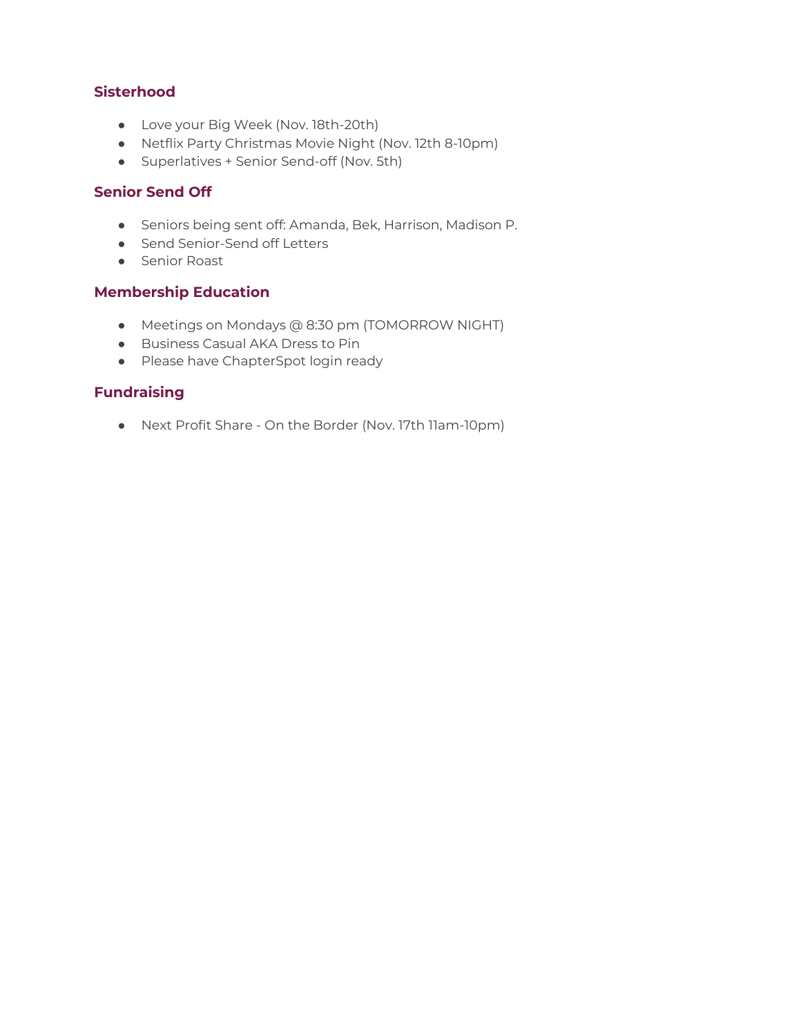### Sisterhood

- Love your Big Week (Nov. 18th-20th)
- Netflix Party Christmas Movie Night (Nov. 12th 8-10pm)
- Superlatives + Senior Send-off (Nov. 5th)

### Senior Send Off

- Seniors being sent off: Amanda, Bek, Harrison, Madison P.
- Send Senior-Send off Letters
- Senior Roast

### Membership Education

- Meetings on Mondays @ 8:30 pm (TOMORROW NIGHT)
- Business Casual AKA Dress to Pin
- Please have ChapterSpot login ready

### Fundraising

- Next Profit Share - On the Border (Nov. 17th 11am-10pm)